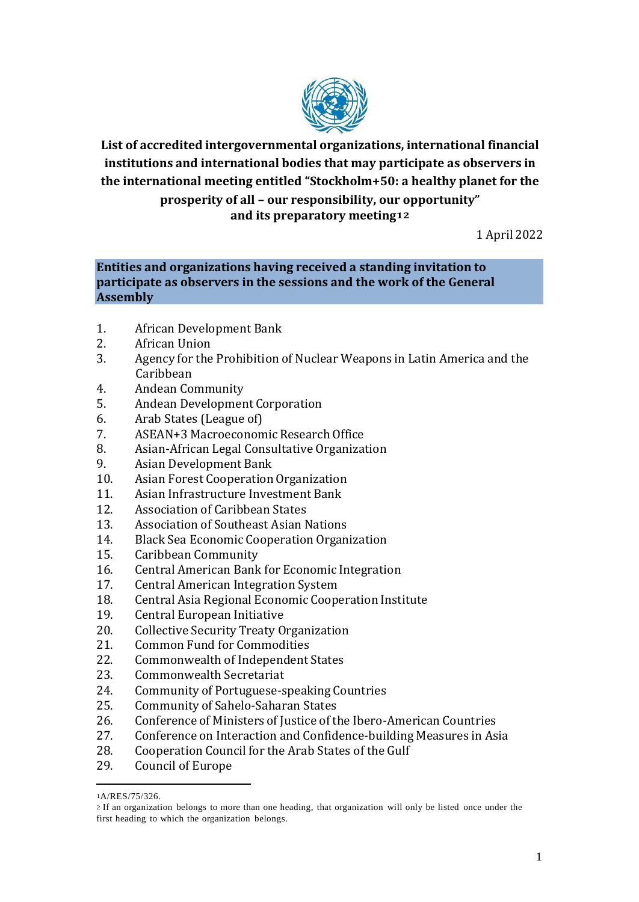# List of accredited intergovernmental organizations, international financial institutions and international bodies that may participate as observers in the international meeting entitled "Stockholm+50: a healthy planet for the prosperity of all – our responsibility, our opportunity" and its preparatory meeting[1][2]

1 April 2022

## Entities and organizations having received a standing invitation to participate as observers in the sessions and the work of the General Assembly

1. African Development Bank
2. African Union
3. Agency for the Prohibition of Nuclear Weapons in Latin America and the Caribbean
4. Andean Community
5. Andean Development Corporation
6. Arab States (League of)
7. ASEAN+3 Macroeconomic Research Office
8. Asian-African Legal Consultative Organization
9. Asian Development Bank
10. Asian Forest Cooperation Organization
11. Asian Infrastructure Investment Bank
12. Association of Caribbean States
13. Association of Southeast Asian Nations
14. Black Sea Economic Cooperation Organization
15. Caribbean Community
16. Central American Bank for Economic Integration
17. Central American Integration System
18. Central Asia Regional Economic Cooperation Institute
19. Central European Initiative
20. Collective Security Treaty Organization
21. Common Fund for Commodities
22. Commonwealth of Independent States
23. Commonwealth Secretariat
24. Community of Portuguese-speaking Countries
25. Community of Sahelo-Saharan States
26. Conference of Ministers of Justice of the Ibero-American Countries
27. Conference on Interaction and Confidence-building Measures in Asia
28. Cooperation Council for the Arab States of the Gulf
29. Council of Europe

[1] A/RES/75/326.

[2] If an organization belongs to more than one heading, that organization will only be listed once under the first heading to which the organization belongs.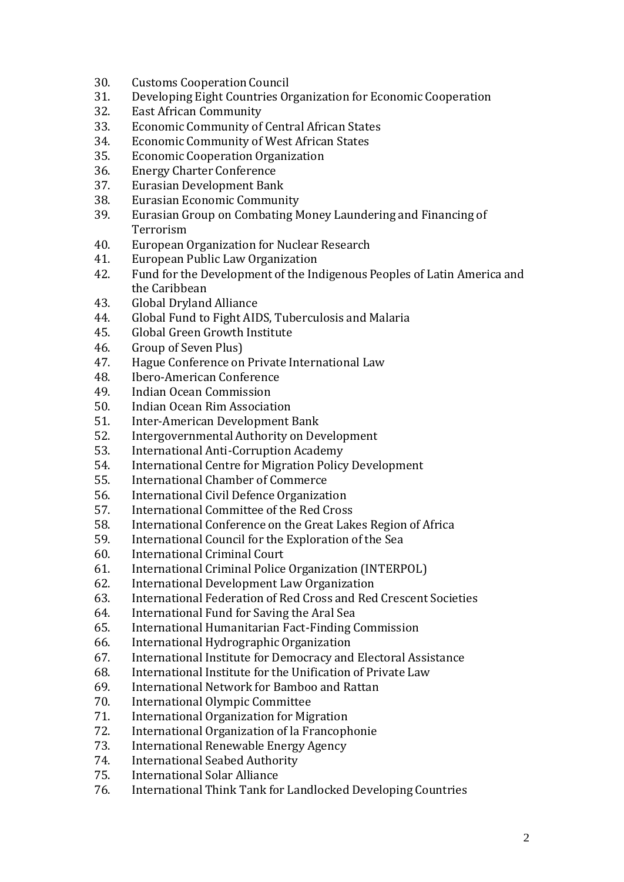30. Customs Cooperation Council
31. Developing Eight Countries Organization for Economic Cooperation
32. East African Community
33. Economic Community of Central African States
34. Economic Community of West African States
35. Economic Cooperation Organization
36. Energy Charter Conference
37. Eurasian Development Bank
38. Eurasian Economic Community
39. Eurasian Group on Combating Money Laundering and Financing of Terrorism
40. European Organization for Nuclear Research
41. European Public Law Organization
42. Fund for the Development of the Indigenous Peoples of Latin America and the Caribbean
43. Global Dryland Alliance
44. Global Fund to Fight AIDS, Tuberculosis and Malaria
45. Global Green Growth Institute
46. Group of Seven Plus)
47. Hague Conference on Private International Law
48. Ibero-American Conference
49. Indian Ocean Commission
50. Indian Ocean Rim Association
51. Inter-American Development Bank
52. Intergovernmental Authority on Development
53. International Anti-Corruption Academy
54. International Centre for Migration Policy Development
55. International Chamber of Commerce
56. International Civil Defence Organization
57. International Committee of the Red Cross
58. International Conference on the Great Lakes Region of Africa
59. International Council for the Exploration of the Sea
60. International Criminal Court
61. International Criminal Police Organization (INTERPOL)
62. International Development Law Organization
63. International Federation of Red Cross and Red Crescent Societies
64. International Fund for Saving the Aral Sea
65. International Humanitarian Fact-Finding Commission
66. International Hydrographic Organization
67. International Institute for Democracy and Electoral Assistance
68. International Institute for the Unification of Private Law
69. International Network for Bamboo and Rattan
70. International Olympic Committee
71. International Organization for Migration
72. International Organization of la Francophonie
73. International Renewable Energy Agency
74. International Seabed Authority
75. International Solar Alliance
76. International Think Tank for Landlocked Developing Countries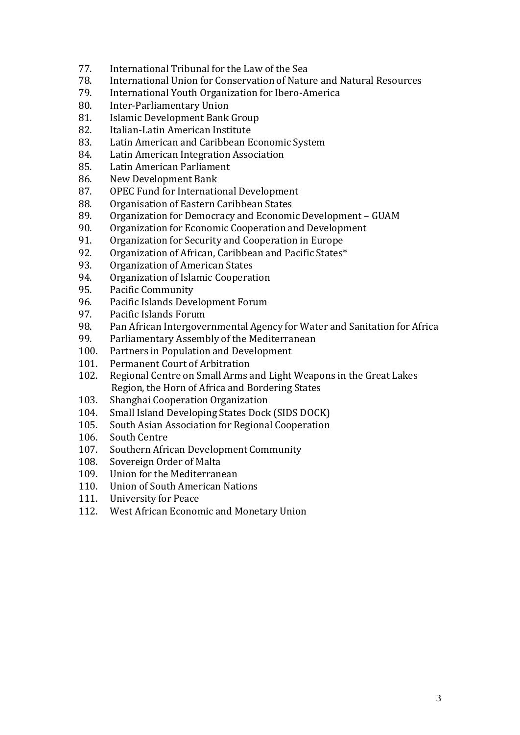77. International Tribunal for the Law of the Sea
78. International Union for Conservation of Nature and Natural Resources
79. International Youth Organization for Ibero-America
80. Inter-Parliamentary Union
81. Islamic Development Bank Group
82. Italian-Latin American Institute
83. Latin American and Caribbean Economic System
84. Latin American Integration Association
85. Latin American Parliament
86. New Development Bank
87. OPEC Fund for International Development
88. Organisation of Eastern Caribbean States
89. Organization for Democracy and Economic Development – GUAM
90. Organization for Economic Cooperation and Development
91. Organization for Security and Cooperation in Europe
92. Organization of African, Caribbean and Pacific States*
93. Organization of American States
94. Organization of Islamic Cooperation
95. Pacific Community
96. Pacific Islands Development Forum
97. Pacific Islands Forum
98. Pan African Intergovernmental Agency for Water and Sanitation for Africa
99. Parliamentary Assembly of the Mediterranean
100. Partners in Population and Development
101. Permanent Court of Arbitration
102. Regional Centre on Small Arms and Light Weapons in the Great Lakes Region, the Horn of Africa and Bordering States
103. Shanghai Cooperation Organization
104. Small Island Developing States Dock (SIDS DOCK)
105. South Asian Association for Regional Cooperation
106. South Centre
107. Southern African Development Community
108. Sovereign Order of Malta
109. Union for the Mediterranean
110. Union of South American Nations
111. University for Peace
112. West African Economic and Monetary Union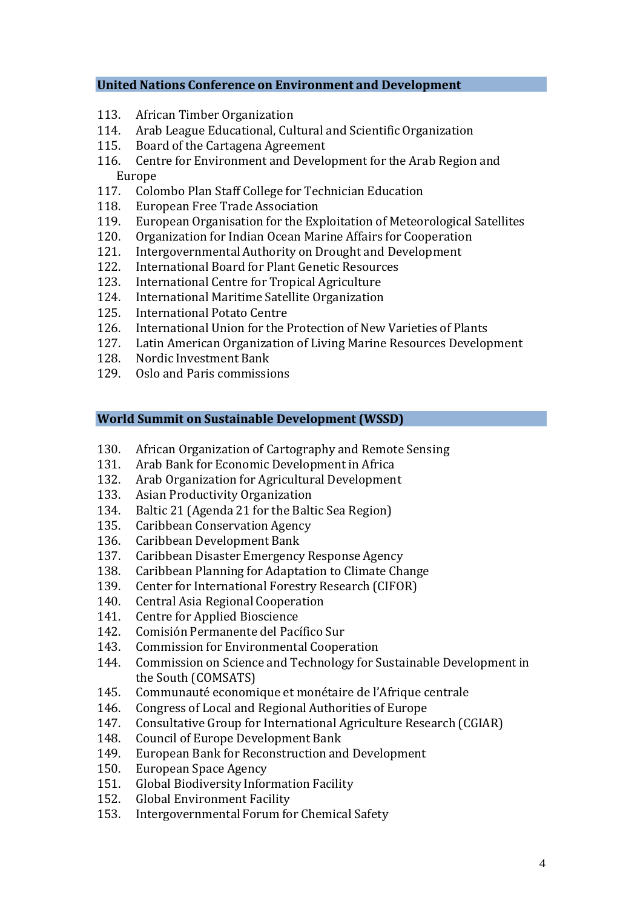### United Nations Conference on Environment and Development

113. African Timber Organization
114. Arab League Educational, Cultural and Scientific Organization
115. Board of the Cartagena Agreement
116. Centre for Environment and Development for the Arab Region and Europe
117. Colombo Plan Staff College for Technician Education
118. European Free Trade Association
119. European Organisation for the Exploitation of Meteorological Satellites
120. Organization for Indian Ocean Marine Affairs for Cooperation
121. Intergovernmental Authority on Drought and Development
122. International Board for Plant Genetic Resources
123. International Centre for Tropical Agriculture
124. International Maritime Satellite Organization
125. International Potato Centre
126. International Union for the Protection of New Varieties of Plants
127. Latin American Organization of Living Marine Resources Development
128. Nordic Investment Bank
129. Oslo and Paris commissions

### World Summit on Sustainable Development (WSSD)

130. African Organization of Cartography and Remote Sensing
131. Arab Bank for Economic Development in Africa
132. Arab Organization for Agricultural Development
133. Asian Productivity Organization
134. Baltic 21 (Agenda 21 for the Baltic Sea Region)
135. Caribbean Conservation Agency
136. Caribbean Development Bank
137. Caribbean Disaster Emergency Response Agency
138. Caribbean Planning for Adaptation to Climate Change
139. Center for International Forestry Research (CIFOR)
140. Central Asia Regional Cooperation
141. Centre for Applied Bioscience
142. Comisión Permanente del Pacífico Sur
143. Commission for Environmental Cooperation
144. Commission on Science and Technology for Sustainable Development in the South (COMSATS)
145. Communauté economique et monétaire de l'Afrique centrale
146. Congress of Local and Regional Authorities of Europe
147. Consultative Group for International Agriculture Research (CGIAR)
148. Council of Europe Development Bank
149. European Bank for Reconstruction and Development
150. European Space Agency
151. Global Biodiversity Information Facility
152. Global Environment Facility
153. Intergovernmental Forum for Chemical Safety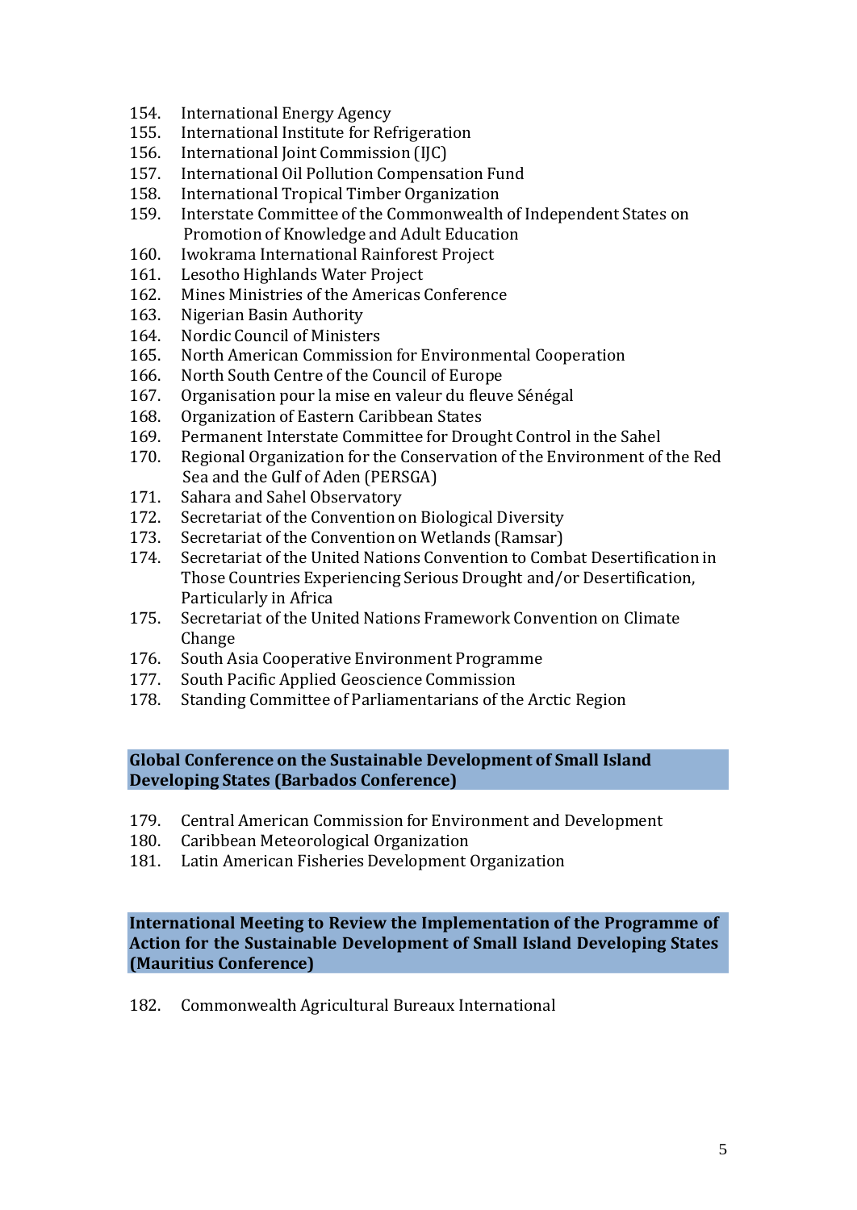154. International Energy Agency
155. International Institute for Refrigeration
156. International Joint Commission (IJC)
157. International Oil Pollution Compensation Fund
158. International Tropical Timber Organization
159. Interstate Committee of the Commonwealth of Independent States on Promotion of Knowledge and Adult Education
160. Iwokrama International Rainforest Project
161. Lesotho Highlands Water Project
162. Mines Ministries of the Americas Conference
163. Nigerian Basin Authority
164. Nordic Council of Ministers
165. North American Commission for Environmental Cooperation
166. North South Centre of the Council of Europe
167. Organisation pour la mise en valeur du fleuve Sénégal
168. Organization of Eastern Caribbean States
169. Permanent Interstate Committee for Drought Control in the Sahel
170. Regional Organization for the Conservation of the Environment of the Red Sea and the Gulf of Aden (PERSGA)
171. Sahara and Sahel Observatory
172. Secretariat of the Convention on Biological Diversity
173. Secretariat of the Convention on Wetlands (Ramsar)
174. Secretariat of the United Nations Convention to Combat Desertification in Those Countries Experiencing Serious Drought and/or Desertification, Particularly in Africa
175. Secretariat of the United Nations Framework Convention on Climate Change
176. South Asia Cooperative Environment Programme
177. South Pacific Applied Geoscience Commission
178. Standing Committee of Parliamentarians of the Arctic Region

## Global Conference on the Sustainable Development of Small Island Developing States (Barbados Conference)

179. Central American Commission for Environment and Development
180. Caribbean Meteorological Organization
181. Latin American Fisheries Development Organization

## International Meeting to Review the Implementation of the Programme of Action for the Sustainable Development of Small Island Developing States (Mauritius Conference)

182. Commonwealth Agricultural Bureaux International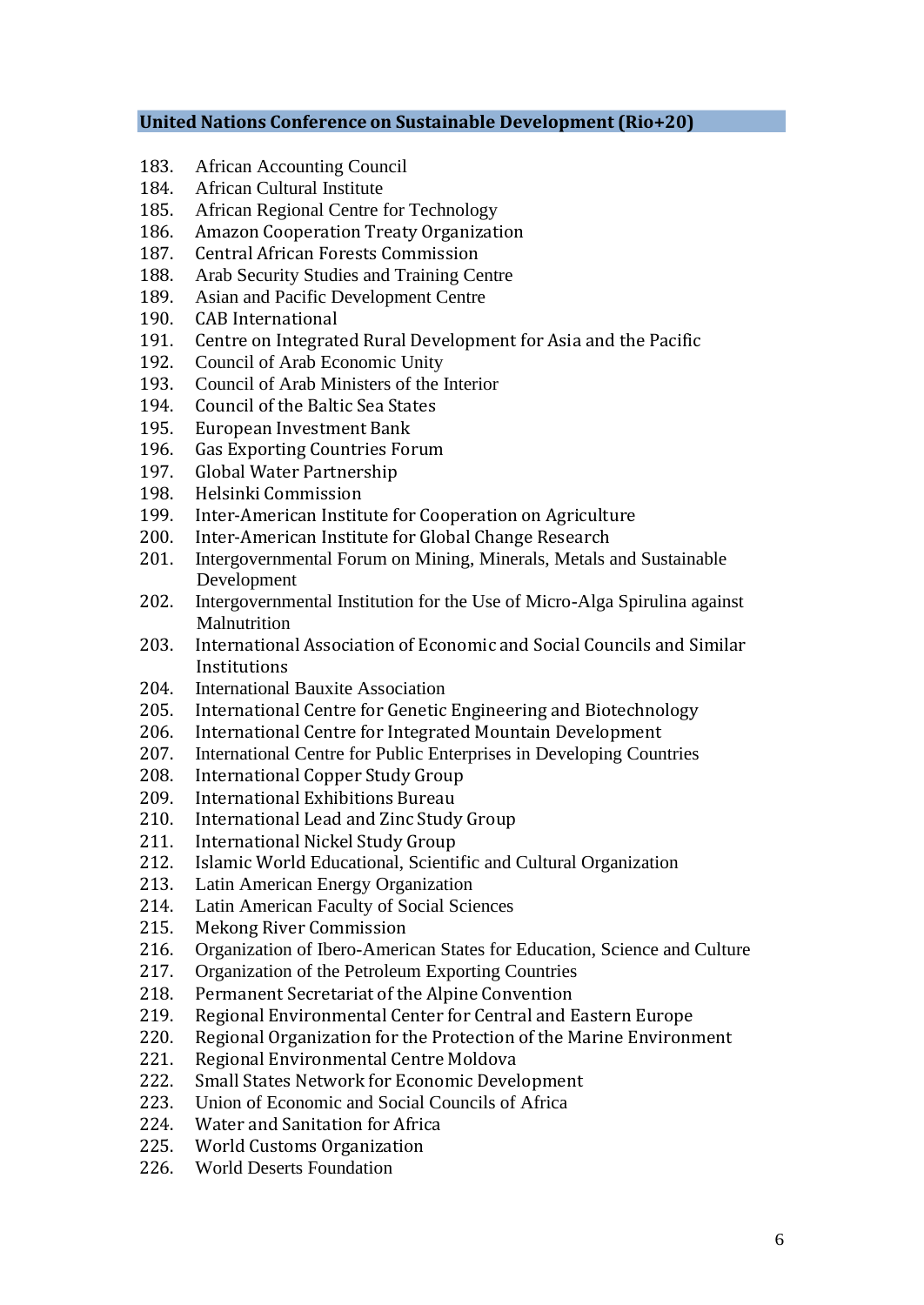## United Nations Conference on Sustainable Development (Rio+20)

183. African Accounting Council
184. African Cultural Institute
185. African Regional Centre for Technology
186. Amazon Cooperation Treaty Organization
187. Central African Forests Commission
188. Arab Security Studies and Training Centre
189. Asian and Pacific Development Centre
190. CAB International
191. Centre on Integrated Rural Development for Asia and the Pacific
192. Council of Arab Economic Unity
193. Council of Arab Ministers of the Interior
194. Council of the Baltic Sea States
195. European Investment Bank
196. Gas Exporting Countries Forum
197. Global Water Partnership
198. Helsinki Commission
199. Inter-American Institute for Cooperation on Agriculture
200. Inter-American Institute for Global Change Research
201. Intergovernmental Forum on Mining, Minerals, Metals and Sustainable Development
202. Intergovernmental Institution for the Use of Micro-Alga Spirulina against Malnutrition
203. International Association of Economic and Social Councils and Similar Institutions
204. International Bauxite Association
205. International Centre for Genetic Engineering and Biotechnology
206. International Centre for Integrated Mountain Development
207. International Centre for Public Enterprises in Developing Countries
208. International Copper Study Group
209. International Exhibitions Bureau
210. International Lead and Zinc Study Group
211. International Nickel Study Group
212. Islamic World Educational, Scientific and Cultural Organization
213. Latin American Energy Organization
214. Latin American Faculty of Social Sciences
215. Mekong River Commission
216. Organization of Ibero-American States for Education, Science and Culture
217. Organization of the Petroleum Exporting Countries
218. Permanent Secretariat of the Alpine Convention
219. Regional Environmental Center for Central and Eastern Europe
220. Regional Organization for the Protection of the Marine Environment
221. Regional Environmental Centre Moldova
222. Small States Network for Economic Development
223. Union of Economic and Social Councils of Africa
224. Water and Sanitation for Africa
225. World Customs Organization
226. World Deserts Foundation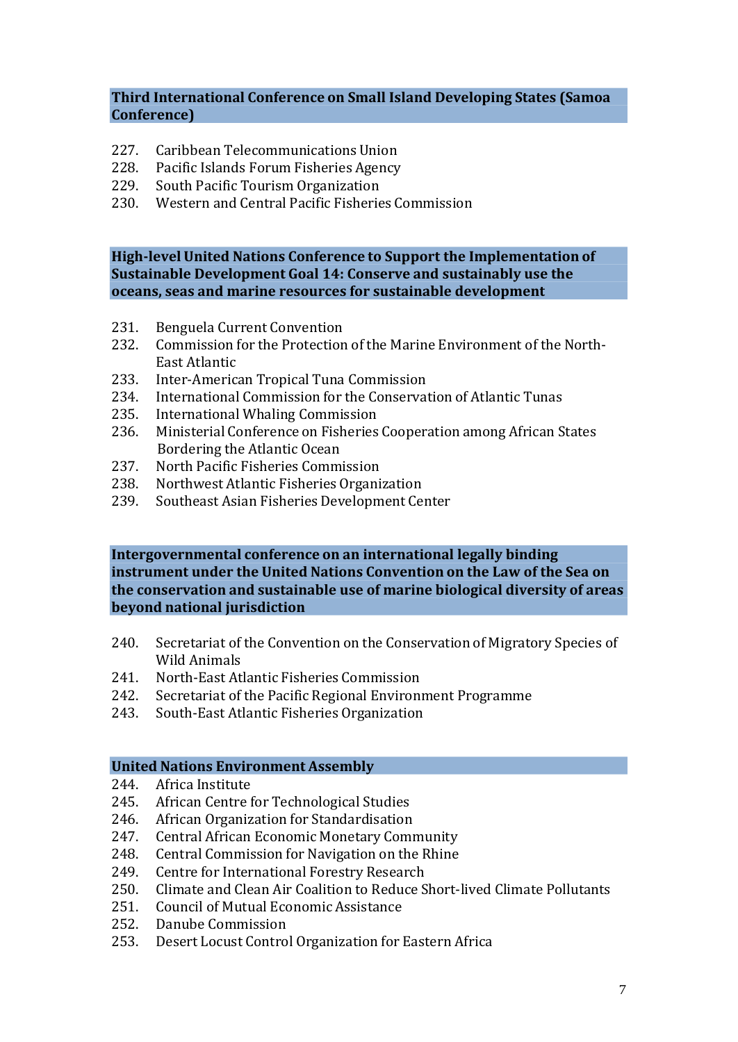**Third International Conference on Small Island Developing States (Samoa Conference)**

227. Caribbean Telecommunications Union
228. Pacific Islands Forum Fisheries Agency
229. South Pacific Tourism Organization
230. Western and Central Pacific Fisheries Commission

**High-level United Nations Conference to Support the Implementation of Sustainable Development Goal 14: Conserve and sustainably use the oceans, seas and marine resources for sustainable development**

231. Benguela Current Convention
232. Commission for the Protection of the Marine Environment of the North-East Atlantic
233. Inter-American Tropical Tuna Commission
234. International Commission for the Conservation of Atlantic Tunas
235. International Whaling Commission
236. Ministerial Conference on Fisheries Cooperation among African States Bordering the Atlantic Ocean
237. North Pacific Fisheries Commission
238. Northwest Atlantic Fisheries Organization
239. Southeast Asian Fisheries Development Center

**Intergovernmental conference on an international legally binding instrument under the United Nations Convention on the Law of the Sea on the conservation and sustainable use of marine biological diversity of areas beyond national jurisdiction**

240. Secretariat of the Convention on the Conservation of Migratory Species of Wild Animals
241. North-East Atlantic Fisheries Commission
242. Secretariat of the Pacific Regional Environment Programme
243. South-East Atlantic Fisheries Organization

**United Nations Environment Assembly**

244. Africa Institute
245. African Centre for Technological Studies
246. African Organization for Standardisation
247. Central African Economic Monetary Community
248. Central Commission for Navigation on the Rhine
249. Centre for International Forestry Research
250. Climate and Clean Air Coalition to Reduce Short-lived Climate Pollutants
251. Council of Mutual Economic Assistance
252. Danube Commission
253. Desert Locust Control Organization for Eastern Africa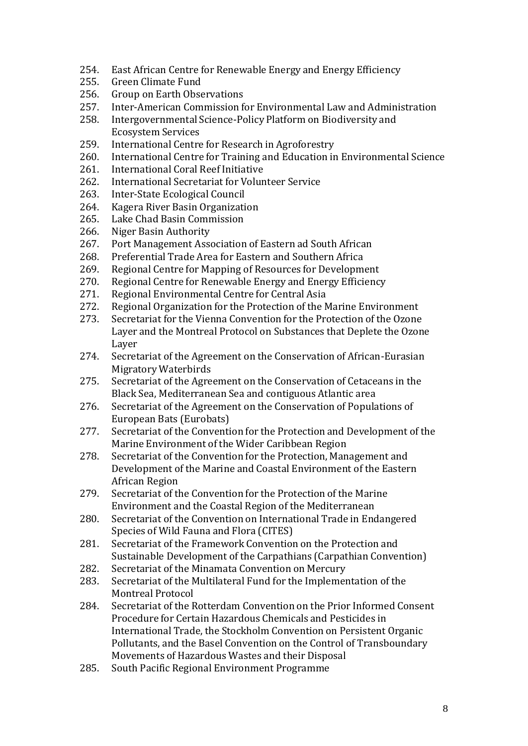254. East African Centre for Renewable Energy and Energy Efficiency
255. Green Climate Fund
256. Group on Earth Observations
257. Inter-American Commission for Environmental Law and Administration
258. Intergovernmental Science-Policy Platform on Biodiversity and Ecosystem Services
259. International Centre for Research in Agroforestry
260. International Centre for Training and Education in Environmental Science
261. International Coral Reef Initiative
262. International Secretariat for Volunteer Service
263. Inter-State Ecological Council
264. Kagera River Basin Organization
265. Lake Chad Basin Commission
266. Niger Basin Authority
267. Port Management Association of Eastern ad South African
268. Preferential Trade Area for Eastern and Southern Africa
269. Regional Centre for Mapping of Resources for Development
270. Regional Centre for Renewable Energy and Energy Efficiency
271. Regional Environmental Centre for Central Asia
272. Regional Organization for the Protection of the Marine Environment
273. Secretariat for the Vienna Convention for the Protection of the Ozone Layer and the Montreal Protocol on Substances that Deplete the Ozone Layer
274. Secretariat of the Agreement on the Conservation of African-Eurasian Migratory Waterbirds
275. Secretariat of the Agreement on the Conservation of Cetaceans in the Black Sea, Mediterranean Sea and contiguous Atlantic area
276. Secretariat of the Agreement on the Conservation of Populations of European Bats (Eurobats)
277. Secretariat of the Convention for the Protection and Development of the Marine Environment of the Wider Caribbean Region
278. Secretariat of the Convention for the Protection, Management and Development of the Marine and Coastal Environment of the Eastern African Region
279. Secretariat of the Convention for the Protection of the Marine Environment and the Coastal Region of the Mediterranean
280. Secretariat of the Convention on International Trade in Endangered Species of Wild Fauna and Flora (CITES)
281. Secretariat of the Framework Convention on the Protection and Sustainable Development of the Carpathians (Carpathian Convention)
282. Secretariat of the Minamata Convention on Mercury
283. Secretariat of the Multilateral Fund for the Implementation of the Montreal Protocol
284. Secretariat of the Rotterdam Convention on the Prior Informed Consent Procedure for Certain Hazardous Chemicals and Pesticides in International Trade, the Stockholm Convention on Persistent Organic Pollutants, and the Basel Convention on the Control of Transboundary Movements of Hazardous Wastes and their Disposal
285. South Pacific Regional Environment Programme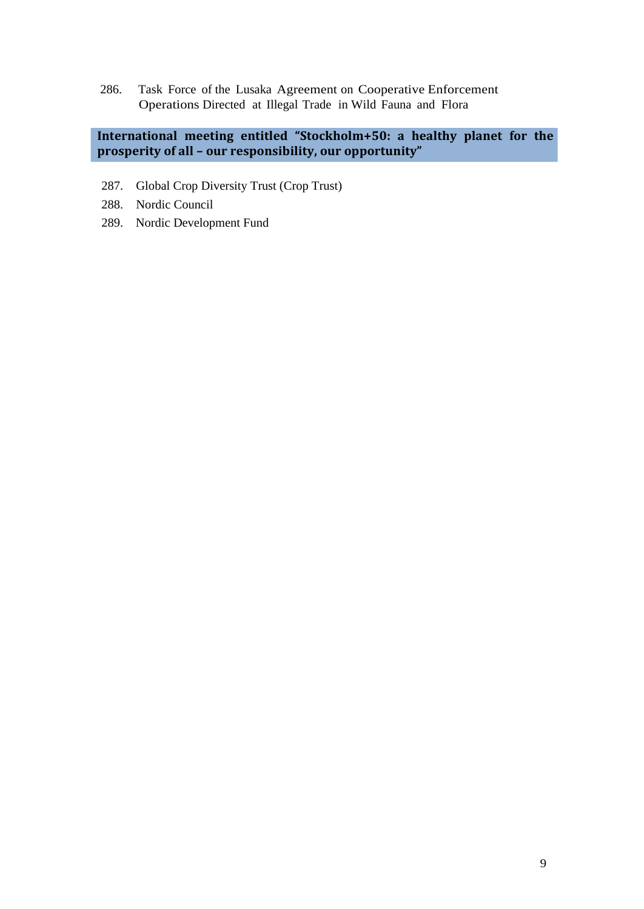286. Task Force of the Lusaka Agreement on Cooperative Enforcement Operations Directed at Illegal Trade in Wild Fauna and Flora

## International meeting entitled "Stockholm+50: a healthy planet for the prosperity of all – our responsibility, our opportunity"

287. Global Crop Diversity Trust (Crop Trust)
288. Nordic Council
289. Nordic Development Fund